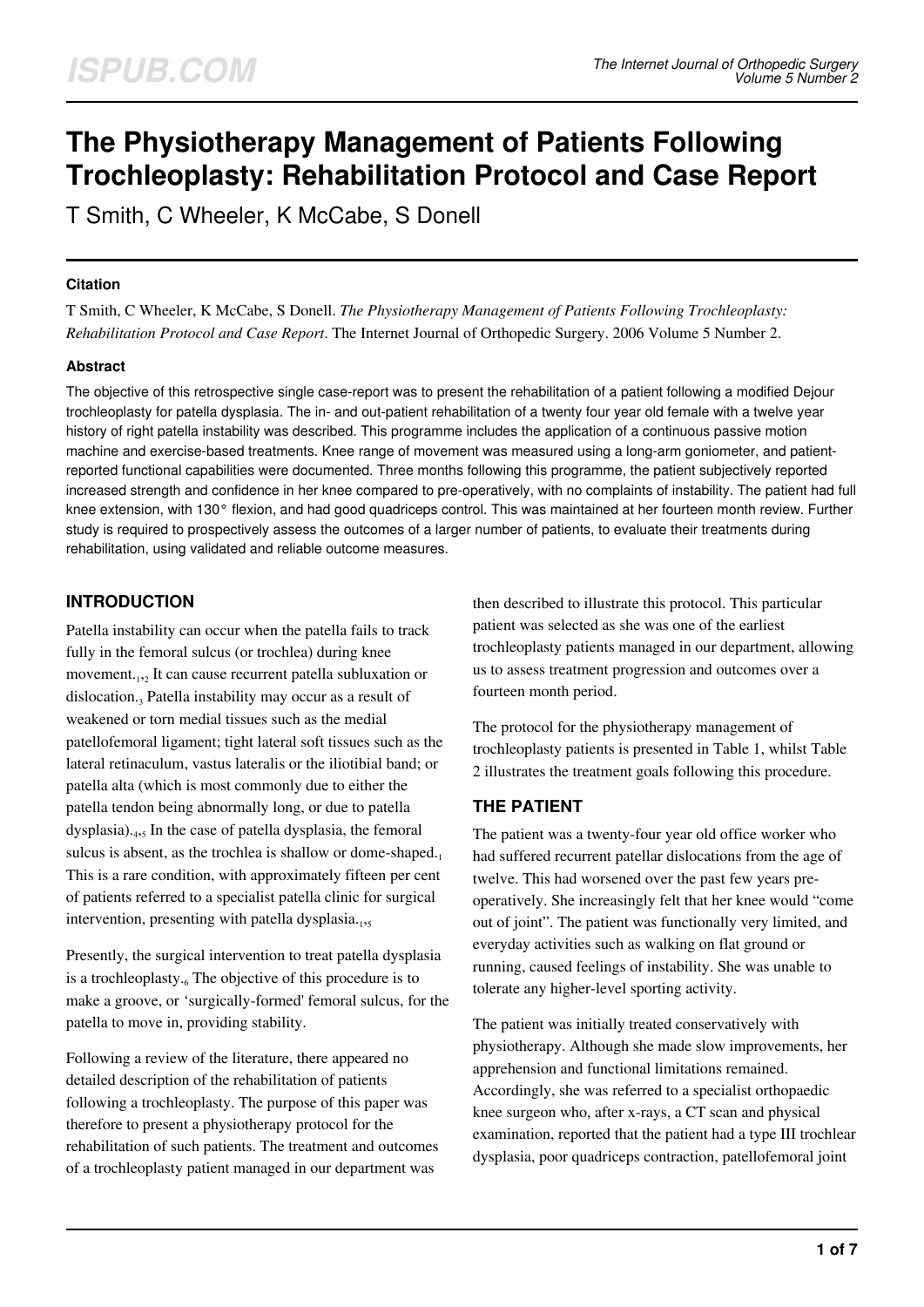# The Physiotherapy Management of Patients Following Trochleoplasty: Rehabilitation Protocol and Case Report

T Smith, C Wheeler, K McCabe, S Donell

## Citation

T Smith, C Wheeler, K McCabe, S Donell. *The Physiotherapy Management of Patients Following Trochleoplasty: Rehabilitation Protocol and Case Report*. The Internet Journal of Orthopedic Surgery. 2006 Volume 5 Number 2.

## Abstract

The objective of this retrospective single case-report was to present the rehabilitation of a patient following a modified Dejour trochleoplasty for patella dysplasia. The in- and out-patient rehabilitation of a twenty four year old female with a twelve year history of right patella instability was described. This programme includes the application of a continuous passive motion machine and exercise-based treatments. Knee range of movement was measured using a long-arm goniometer, and patient-reported functional capabilities were documented. Three months following this programme, the patient subjectively reported increased strength and confidence in her knee compared to pre-operatively, with no complaints of instability. The patient had full knee extension, with 130° flexion, and had good quadriceps control. This was maintained at her fourteen month review. Further study is required to prospectively assess the outcomes of a larger number of patients, to evaluate their treatments during rehabilitation, using validated and reliable outcome measures.

## INTRODUCTION

Patella instability can occur when the patella fails to track fully in the femoral sulcus (or trochlea) during knee movement.[1,2] It can cause recurrent patella subluxation or dislocation.[3] Patella instability may occur as a result of weakened or torn medial tissues such as the medial patellofemoral ligament; tight lateral soft tissues such as the lateral retinaculum, vastus lateralis or the iliotibial band; or patella alta (which is most commonly due to either the patella tendon being abnormally long, or due to patella dysplasia).[4,5] In the case of patella dysplasia, the femoral sulcus is absent, as the trochlea is shallow or dome-shaped.[1] This is a rare condition, with approximately fifteen per cent of patients referred to a specialist patella clinic for surgical intervention, presenting with patella dysplasia.[1,5]

Presently, the surgical intervention to treat patella dysplasia is a trochleoplasty.[6] The objective of this procedure is to make a groove, or 'surgically-formed' femoral sulcus, for the patella to move in, providing stability.

Following a review of the literature, there appeared no detailed description of the rehabilitation of patients following a trochleoplasty. The purpose of this paper was therefore to present a physiotherapy protocol for the rehabilitation of such patients. The treatment and outcomes of a trochleoplasty patient managed in our department was then described to illustrate this protocol. This particular patient was selected as she was one of the earliest trochleoplasty patients managed in our department, allowing us to assess treatment progression and outcomes over a fourteen month period.

The protocol for the physiotherapy management of trochleoplasty patients is presented in Table 1, whilst Table 2 illustrates the treatment goals following this procedure.

## THE PATIENT

The patient was a twenty-four year old office worker who had suffered recurrent patellar dislocations from the age of twelve. This had worsened over the past few years pre-operatively. She increasingly felt that her knee would "come out of joint". The patient was functionally very limited, and everyday activities such as walking on flat ground or running, caused feelings of instability. She was unable to tolerate any higher-level sporting activity.

The patient was initially treated conservatively with physiotherapy. Although she made slow improvements, her apprehension and functional limitations remained. Accordingly, she was referred to a specialist orthopaedic knee surgeon who, after x-rays, a CT scan and physical examination, reported that the patient had a type III trochlear dysplasia, poor quadriceps contraction, patellofemoral joint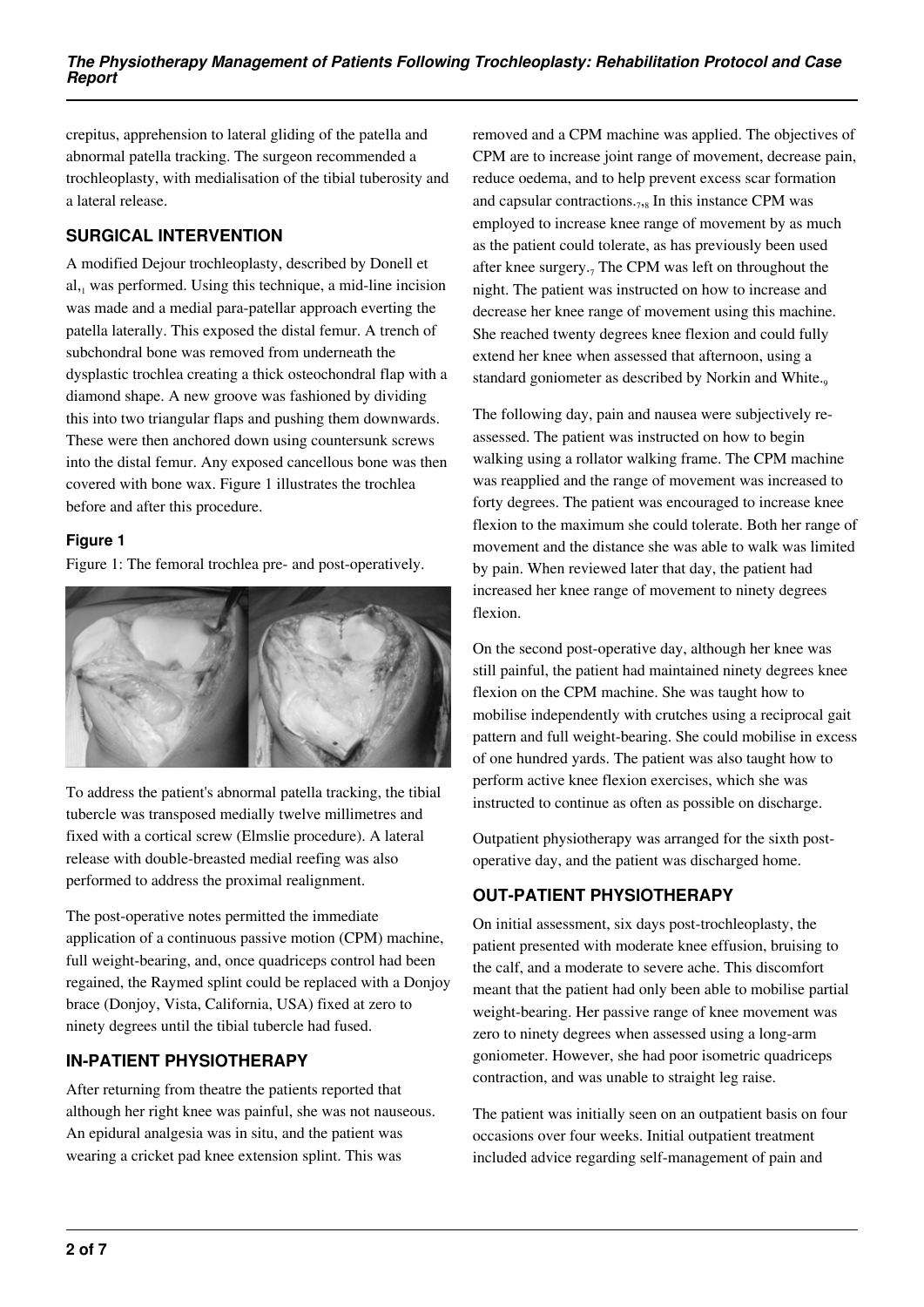crepitus, apprehension to lateral gliding of the patella and abnormal patella tracking. The surgeon recommended a trochleoplasty, with medialisation of the tibial tuberosity and a lateral release.

## SURGICAL INTERVENTION

A modified Dejour trochleoplasty, described by Donell et al,[1] was performed. Using this technique, a mid-line incision was made and a medial para-patellar approach everting the patella laterally. This exposed the distal femur. A trench of subchondral bone was removed from underneath the dysplastic trochlea creating a thick osteochondral flap with a diamond shape. A new groove was fashioned by dividing this into two triangular flaps and pushing them downwards. These were then anchored down using countersunk screws into the distal femur. Any exposed cancellous bone was then covered with bone wax. Figure 1 illustrates the trochlea before and after this procedure.

### Figure 1

Figure 1: The femoral trochlea pre- and post-operatively.

To address the patient's abnormal patella tracking, the tibial tubercle was transposed medially twelve millimetres and fixed with a cortical screw (Elmslie procedure). A lateral release with double-breasted medial reefing was also performed to address the proximal realignment.

The post-operative notes permitted the immediate application of a continuous passive motion (CPM) machine, full weight-bearing, and, once quadriceps control had been regained, the Raymed splint could be replaced with a Donjoy brace (Donjoy, Vista, California, USA) fixed at zero to ninety degrees until the tibial tubercle had fused.

## IN-PATIENT PHYSIOTHERAPY

After returning from theatre the patients reported that although her right knee was painful, she was not nauseous. An epidural analgesia was in situ, and the patient was wearing a cricket pad knee extension splint. This was removed and a CPM machine was applied. The objectives of CPM are to increase joint range of movement, decrease pain, reduce oedema, and to help prevent excess scar formation and capsular contractions.[7,8] In this instance CPM was employed to increase knee range of movement by as much as the patient could tolerate, as has previously been used after knee surgery.[7] The CPM was left on throughout the night. The patient was instructed on how to increase and decrease her knee range of movement using this machine. She reached twenty degrees knee flexion and could fully extend her knee when assessed that afternoon, using a standard goniometer as described by Norkin and White.[9]

The following day, pain and nausea were subjectively re-assessed. The patient was instructed on how to begin walking using a rollator walking frame. The CPM machine was reapplied and the range of movement was increased to forty degrees. The patient was encouraged to increase knee flexion to the maximum she could tolerate. Both her range of movement and the distance she was able to walk was limited by pain. When reviewed later that day, the patient had increased her knee range of movement to ninety degrees flexion.

On the second post-operative day, although her knee was still painful, the patient had maintained ninety degrees knee flexion on the CPM machine. She was taught how to mobilise independently with crutches using a reciprocal gait pattern and full weight-bearing. She could mobilise in excess of one hundred yards. The patient was also taught how to perform active knee flexion exercises, which she was instructed to continue as often as possible on discharge.

Outpatient physiotherapy was arranged for the sixth post-operative day, and the patient was discharged home.

## OUT-PATIENT PHYSIOTHERAPY

On initial assessment, six days post-trochleoplasty, the patient presented with moderate knee effusion, bruising to the calf, and a moderate to severe ache. This discomfort meant that the patient had only been able to mobilise partial weight-bearing. Her passive range of knee movement was zero to ninety degrees when assessed using a long-arm goniometer. However, she had poor isometric quadriceps contraction, and was unable to straight leg raise.

The patient was initially seen on an outpatient basis on four occasions over four weeks. Initial outpatient treatment included advice regarding self-management of pain and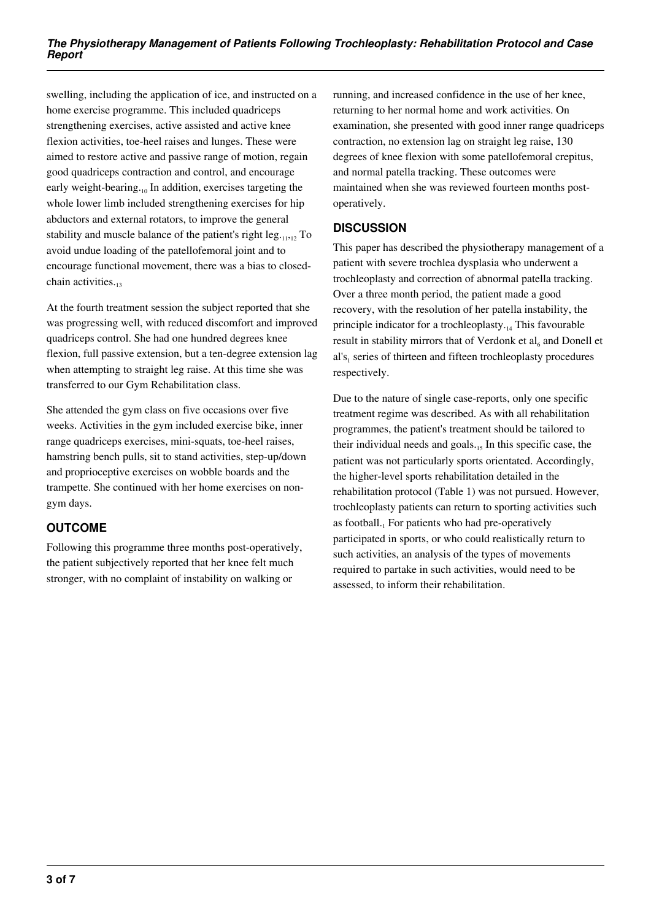swelling, including the application of ice, and instructed on a home exercise programme. This included quadriceps strengthening exercises, active assisted and active knee flexion activities, toe-heel raises and lunges. These were aimed to restore active and passive range of motion, regain good quadriceps contraction and control, and encourage early weight-bearing.[10] In addition, exercises targeting the whole lower limb included strengthening exercises for hip abductors and external rotators, to improve the general stability and muscle balance of the patient's right leg.[11,12] To avoid undue loading of the patellofemoral joint and to encourage functional movement, there was a bias to closed-chain activities.[13]

At the fourth treatment session the subject reported that she was progressing well, with reduced discomfort and improved quadriceps control. She had one hundred degrees knee flexion, full passive extension, but a ten-degree extension lag when attempting to straight leg raise. At this time she was transferred to our Gym Rehabilitation class.

She attended the gym class on five occasions over five weeks. Activities in the gym included exercise bike, inner range quadriceps exercises, mini-squats, toe-heel raises, hamstring bench pulls, sit to stand activities, step-up/down and proprioceptive exercises on wobble boards and the trampette. She continued with her home exercises on non-gym days.

## OUTCOME

Following this programme three months post-operatively, the patient subjectively reported that her knee felt much stronger, with no complaint of instability on walking or running, and increased confidence in the use of her knee, returning to her normal home and work activities. On examination, she presented with good inner range quadriceps contraction, no extension lag on straight leg raise, 130 degrees of knee flexion with some patellofemoral crepitus, and normal patella tracking. These outcomes were maintained when she was reviewed fourteen months post-operatively.

## DISCUSSION

This paper has described the physiotherapy management of a patient with severe trochlea dysplasia who underwent a trochleoplasty and correction of abnormal patella tracking. Over a three month period, the patient made a good recovery, with the resolution of her patella instability, the principle indicator for a trochleoplasty.[14] This favourable result in stability mirrors that of Verdonk et al[6] and Donell et al's[1] series of thirteen and fifteen trochleoplasty procedures respectively.

Due to the nature of single case-reports, only one specific treatment regime was described. As with all rehabilitation programmes, the patient's treatment should be tailored to their individual needs and goals.[15] In this specific case, the patient was not particularly sports orientated. Accordingly, the higher-level sports rehabilitation detailed in the rehabilitation protocol (Table 1) was not pursued. However, trochleoplasty patients can return to sporting activities such as football.[1] For patients who had pre-operatively participated in sports, or who could realistically return to such activities, an analysis of the types of movements required to partake in such activities, would need to be assessed, to inform their rehabilitation.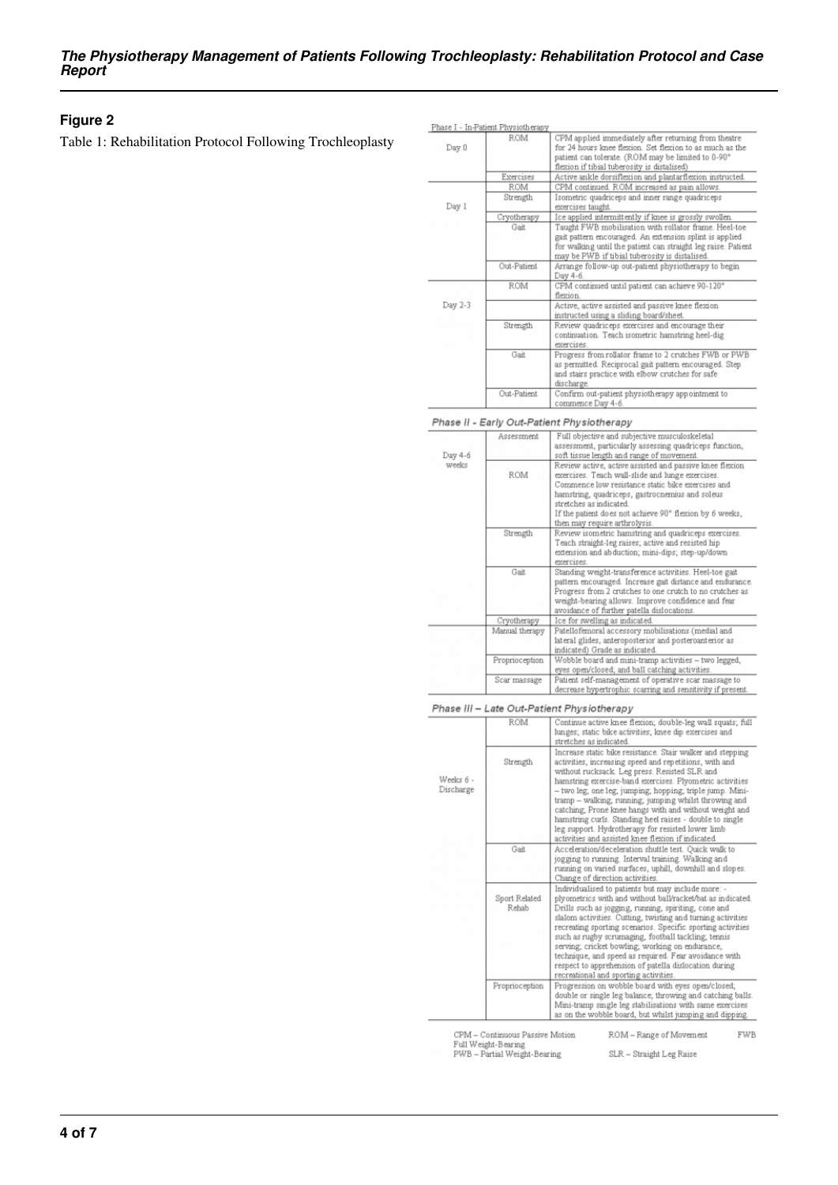## Figure 2

Table 1: Rehabilitation Protocol Following Trochleoplasty

**Phase I - In-Patient Physiotherapy**

| | | |
|---|---|---|
| Day 0 | ROM | CPM applied immediately after returning from theatre for 24 hours knee flexion. Set flexion to as much as the patient can tolerate. (ROM may be limited to 0-90° flexion if tibial tuberosity is distalised) |
| | Exercises | Active ankle dorsiflexion and plantarflexion instructed. |
| Day 1 | ROM | CPM continued. ROM increased as pain allows. |
| | Strength | Isometric quadriceps and inner range quadriceps exercises taught. |
| | Cryotherapy | Ice applied intermittently if knee is grossly swollen. |
| | Gait | Taught FWB mobilisation with rollator frame. Heel-toe gait pattern encouraged. An extension splint is applied for walking until the patient can straight leg raise. Patient may be PWB if tibial tuberosity is distalised. |
| | Out-Patient | Arrange follow-up out-patient physiotherapy to begin Day 4-6. |
| Day 2-3 | ROM | CPM continued until patient can achieve 90-120° flexion. |
| | | Active, active assisted and passive knee flexion instructed using a sliding board/sheet. |
| | Strength | Review quadriceps exercises and encourage their continuation. Teach isometric hamstring heel-dig exercises. |
| | Gait | Progress from rollator frame to 2 crutches FWB or PWB as permitted. Reciprocal gait pattern encouraged. Step and stairs practice with elbow crutches for safe discharge. |
| | Out-Patient | Confirm out-patient physiotherapy appointment to commence Day 4-6. |

**Phase II - Early Out-Patient Physiotherapy**

| | | |
|---|---|---|
| Day 4-6 weeks | Assessment | Full objective and subjective musculoskeletal assessment, particularly assessing quadriceps function, soft tissue length and range of movement. |
| | ROM | Review active, active assisted and passive knee flexion exercises. Teach wall-slide and lunge exercises. Commence low resistance static bike exercises and hamstring, quadriceps, gastrocnemius and soleus stretches as indicated. If the patient does not achieve 90° flexion by 6 weeks, then may require arthrolysis. |
| | Strength | Review isometric hamstring and quadriceps exercises. Teach straight-leg raises; active and resisted hip extension and abduction; mini-dips; step-up/down exercises. |
| | Gait | Standing weight-transference activities. Heel-toe gait pattern encouraged. Increase gait distance and endurance. Progress from 2 crutches to one crutch to no crutches as weight-bearing allows. Improve confidence and fear avoidance of further patella dislocations. |
| | Cryotherapy | Ice for swelling as indicated. |
| | Manual therapy | Patellofemoral accessory mobilisations (medial and lateral glides, anteroposterior and posteroanterior as indicated) Grade as indicated. |
| | Proprioception | Wobble board and mini-tramp activities – two legged, eyes open/closed; and ball catching activities. |
| | Scar massage | Patient self-management of operative scar massage to decrease hypertrophic scarring and sensitivity if present. |

**Phase III – Late Out-Patient Physiotherapy**

| | | |
|---|---|---|
| Weeks 6 - Discharge | ROM | Continue active knee flexion; double-leg wall squats; full lunges; static bike activities; knee dip exercises and stretches as indicated. |
| | Strength | Increase static bike resistance. Stair walker and stepping activities, increasing speed and repetitions, with and without rucksack. Leg press. Resisted SLR and hamstring exercise-band exercises. Plyometric activities – two leg; one leg; jumping; hopping; triple jump. Mini-tramp – walking; running; jumping whilst throwing and catching; Prone knee hangs with and without weight and hamstring curls. Standing heel raises - double to single leg support. Hydrotherapy for resisted lower limb activities and assisted knee flexion if indicated. |
| | Gait | Acceleration/deceleration shuttle test. Quick walk to jogging to running. Interval training. Walking and running on varied surfaces, uphill, downhill and slopes. Change of direction activities. |
| | Sport Related Rehab | Individualised to patients but may include more: - plyometrics with and without ball/racket/bat as indicated. Drills such as jogging, running, spiriting, cone and slalom activities. Cutting, twisting and turning activities recreating sporting scenarios. Specific sporting activities such as rugby scrumaging, football tackling; tennis serving; cricket bowling; working on endurance, technique, and speed as required. Fear avoidance with respect to apprehension of patella dislocation during recreational and sporting activities. |
| | Proprioception | Progression on wobble board with eyes open/closed; double or single leg balance; throwing and catching balls. Mini-tramp single leg stabilisations with same exercises as on the wobble board, but whilst jumping and dipping. |

CPM – Continuous Passive Motion; ROM – Range of Movement; FWB Full Weight-Bearing; PWB – Partial Weight-Bearing; SLR – Straight Leg Raise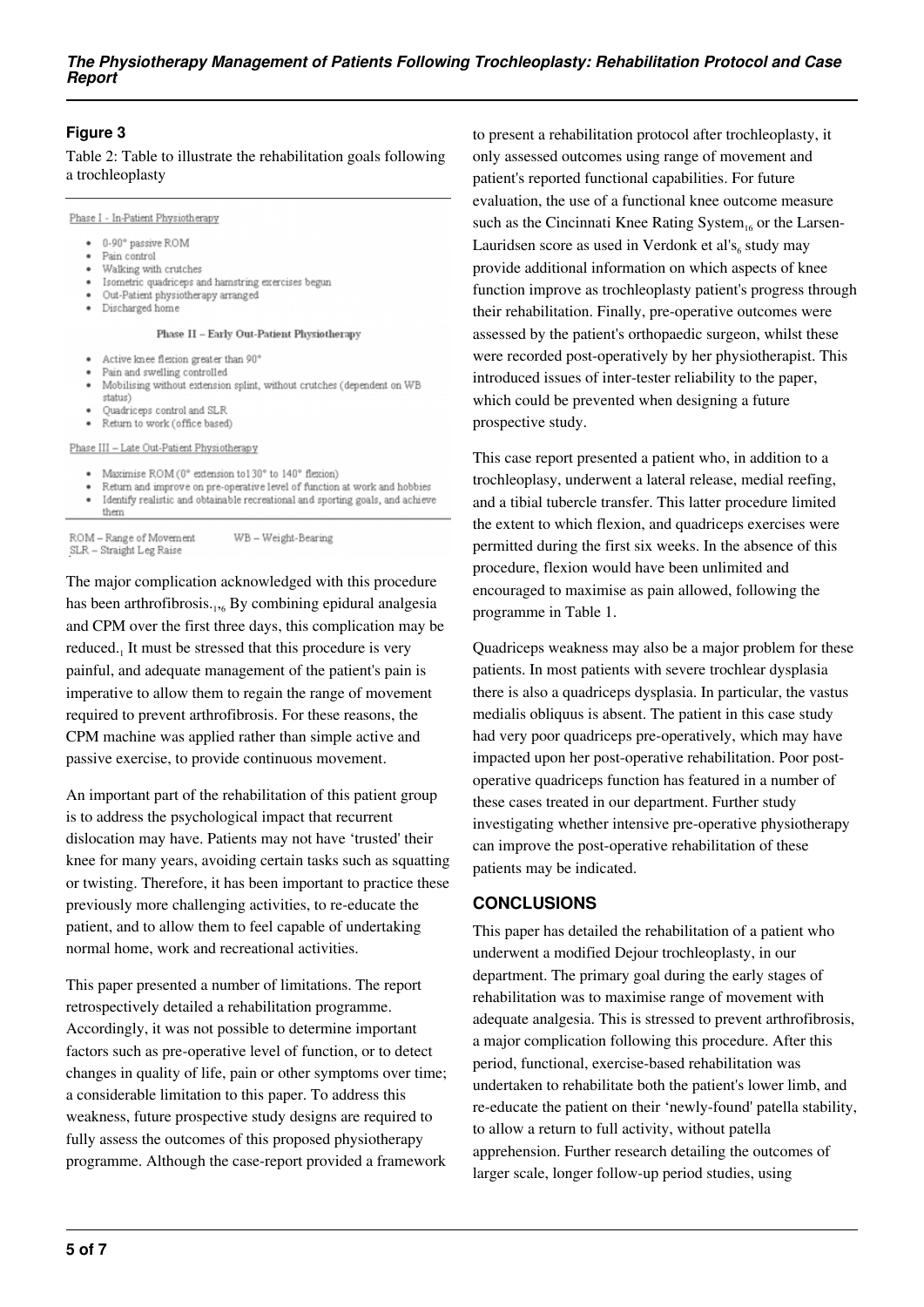### Figure 3

Table 2: Table to illustrate the rehabilitation goals following a trochleoplasty

Phase I - In-Patient Physiotherapy

- 0-90° passive ROM
- Pain control
- Walking with crutches
- Isometric quadriceps and hamstring exercises begun
- Out-Patient physiotherapy arranged
- Discharged home

Phase II – Early Out-Patient Physiotherapy

- Active knee flexion greater than 90°
- Pain and swelling controlled
- Mobilising without extension splint, without crutches (dependent on WB status)
- Quadriceps control and SLR
- Return to work (office based)

Phase III – Late Out-Patient Physiotherapy

- Maximise ROM (0° extension to130° to 140° flexion)
- Return and improve on pre-operative level of function at work and hobbies
- Identify realistic and obtainable recreational and sporting goals, and achieve them

ROM – Range of Movement WB – Weight-Bearing
SLR – Straight Leg Raise

The major complication acknowledged with this procedure has been arthrofibrosis.[1,6] By combining epidural analgesia and CPM over the first three days, this complication may be reduced.[1] It must be stressed that this procedure is very painful, and adequate management of the patient's pain is imperative to allow them to regain the range of movement required to prevent arthrofibrosis. For these reasons, the CPM machine was applied rather than simple active and passive exercise, to provide continuous movement.

An important part of the rehabilitation of this patient group is to address the psychological impact that recurrent dislocation may have. Patients may not have 'trusted' their knee for many years, avoiding certain tasks such as squatting or twisting. Therefore, it has been important to practice these previously more challenging activities, to re-educate the patient, and to allow them to feel capable of undertaking normal home, work and recreational activities.

This paper presented a number of limitations. The report retrospectively detailed a rehabilitation programme. Accordingly, it was not possible to determine important factors such as pre-operative level of function, or to detect changes in quality of life, pain or other symptoms over time; a considerable limitation to this paper. To address this weakness, future prospective study designs are required to fully assess the outcomes of this proposed physiotherapy programme. Although the case-report provided a framework to present a rehabilitation protocol after trochleoplasty, it only assessed outcomes using range of movement and patient's reported functional capabilities. For future evaluation, the use of a functional knee outcome measure such as the Cincinnati Knee Rating System[16] or the Larsen-Lauridsen score as used in Verdonk et al's[6] study may provide additional information on which aspects of knee function improve as trochleoplasty patient's progress through their rehabilitation. Finally, pre-operative outcomes were assessed by the patient's orthopaedic surgeon, whilst these were recorded post-operatively by her physiotherapist. This introduced issues of inter-tester reliability to the paper, which could be prevented when designing a future prospective study.

This case report presented a patient who, in addition to a trochleoplasy, underwent a lateral release, medial reefing, and a tibial tubercle transfer. This latter procedure limited the extent to which flexion, and quadriceps exercises were permitted during the first six weeks. In the absence of this procedure, flexion would have been unlimited and encouraged to maximise as pain allowed, following the programme in Table 1.

Quadriceps weakness may also be a major problem for these patients. In most patients with severe trochlear dysplasia there is also a quadriceps dysplasia. In particular, the vastus medialis obliquus is absent. The patient in this case study had very poor quadriceps pre-operatively, which may have impacted upon her post-operative rehabilitation. Poor post-operative quadriceps function has featured in a number of these cases treated in our department. Further study investigating whether intensive pre-operative physiotherapy can improve the post-operative rehabilitation of these patients may be indicated.

## CONCLUSIONS

This paper has detailed the rehabilitation of a patient who underwent a modified Dejour trochleoplasty, in our department. The primary goal during the early stages of rehabilitation was to maximise range of movement with adequate analgesia. This is stressed to prevent arthrofibrosis, a major complication following this procedure. After this period, functional, exercise-based rehabilitation was undertaken to rehabilitate both the patient's lower limb, and re-educate the patient on their 'newly-found' patella stability, to allow a return to full activity, without patella apprehension. Further research detailing the outcomes of larger scale, longer follow-up period studies, using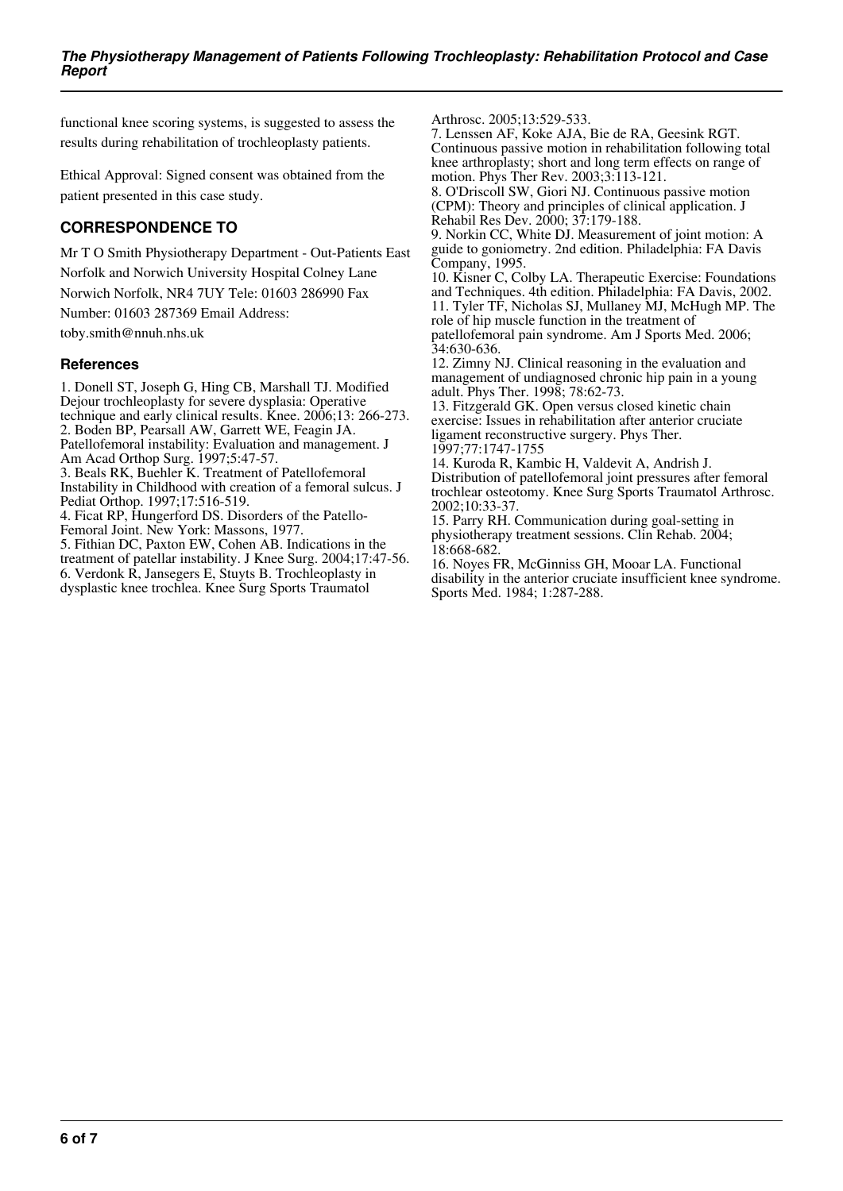functional knee scoring systems, is suggested to assess the results during rehabilitation of trochleoplasty patients.

Ethical Approval: Signed consent was obtained from the patient presented in this case study.

## CORRESPONDENCE TO

Mr T O Smith Physiotherapy Department - Out-Patients East Norfolk and Norwich University Hospital Colney Lane Norwich Norfolk, NR4 7UY Tele: 01603 286990 Fax Number: 01603 287369 Email Address: toby.smith@nnuh.nhs.uk

### References

1. Donell ST, Joseph G, Hing CB, Marshall TJ. Modified Dejour trochleoplasty for severe dysplasia: Operative technique and early clinical results. Knee. 2006;13: 266-273.
2. Boden BP, Pearsall AW, Garrett WE, Feagin JA. Patellofemoral instability: Evaluation and management. J Am Acad Orthop Surg. 1997;5:47-57.
3. Beals RK, Buehler K. Treatment of Patellofemoral Instability in Childhood with creation of a femoral sulcus. J Pediat Orthop. 1997;17:516-519.
4. Ficat RP, Hungerford DS. Disorders of the Patello-Femoral Joint. New York: Massons, 1977.
5. Fithian DC, Paxton EW, Cohen AB. Indications in the treatment of patellar instability. J Knee Surg. 2004;17:47-56.
6. Verdonk R, Jansegers E, Stuyts B. Trochleoplasty in dysplastic knee trochlea. Knee Surg Sports Traumatol Arthrosc. 2005;13:529-533.
7. Lenssen AF, Koke AJA, Bie de RA, Geesink RGT. Continuous passive motion in rehabilitation following total knee arthroplasty; short and long term effects on range of motion. Phys Ther Rev. 2003;3:113-121.
8. O'Driscoll SW, Giori NJ. Continuous passive motion (CPM): Theory and principles of clinical application. J Rehabil Res Dev. 2000; 37:179-188.
9. Norkin CC, White DJ. Measurement of joint motion: A guide to goniometry. 2nd edition. Philadelphia: FA Davis Company, 1995.
10. Kisner C, Colby LA. Therapeutic Exercise: Foundations and Techniques. 4th edition. Philadelphia: FA Davis, 2002.
11. Tyler TF, Nicholas SJ, Mullaney MJ, McHugh MP. The role of hip muscle function in the treatment of patellofemoral pain syndrome. Am J Sports Med. 2006; 34:630-636.
12. Zimny NJ. Clinical reasoning in the evaluation and management of undiagnosed chronic hip pain in a young adult. Phys Ther. 1998; 78:62-73.
13. Fitzgerald GK. Open versus closed kinetic chain exercise: Issues in rehabilitation after anterior cruciate ligament reconstructive surgery. Phys Ther. 1997;77:1747-1755
14. Kuroda R, Kambic H, Valdevit A, Andrish J. Distribution of patellofemoral joint pressures after femoral trochlear osteotomy. Knee Surg Sports Traumatol Arthrosc. 2002;10:33-37.
15. Parry RH. Communication during goal-setting in physiotherapy treatment sessions. Clin Rehab. 2004; 18:668-682.
16. Noyes FR, McGinniss GH, Mooar LA. Functional disability in the anterior cruciate insufficient knee syndrome. Sports Med. 1984; 1:287-288.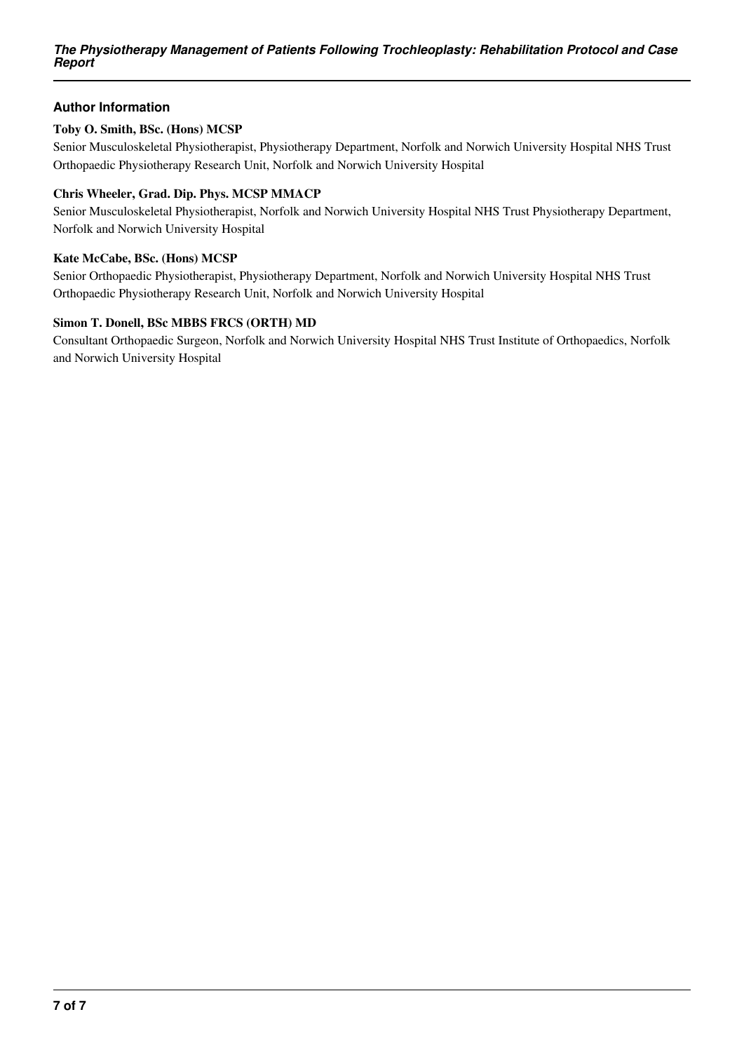## Author Information

**Toby O. Smith, BSc. (Hons) MCSP**

Senior Musculoskeletal Physiotherapist, Physiotherapy Department, Norfolk and Norwich University Hospital NHS Trust Orthopaedic Physiotherapy Research Unit, Norfolk and Norwich University Hospital

**Chris Wheeler, Grad. Dip. Phys. MCSP MMACP**

Senior Musculoskeletal Physiotherapist, Norfolk and Norwich University Hospital NHS Trust Physiotherapy Department, Norfolk and Norwich University Hospital

**Kate McCabe, BSc. (Hons) MCSP**

Senior Orthopaedic Physiotherapist, Physiotherapy Department, Norfolk and Norwich University Hospital NHS Trust Orthopaedic Physiotherapy Research Unit, Norfolk and Norwich University Hospital

**Simon T. Donell, BSc MBBS FRCS (ORTH) MD**

Consultant Orthopaedic Surgeon, Norfolk and Norwich University Hospital NHS Trust Institute of Orthopaedics, Norfolk and Norwich University Hospital